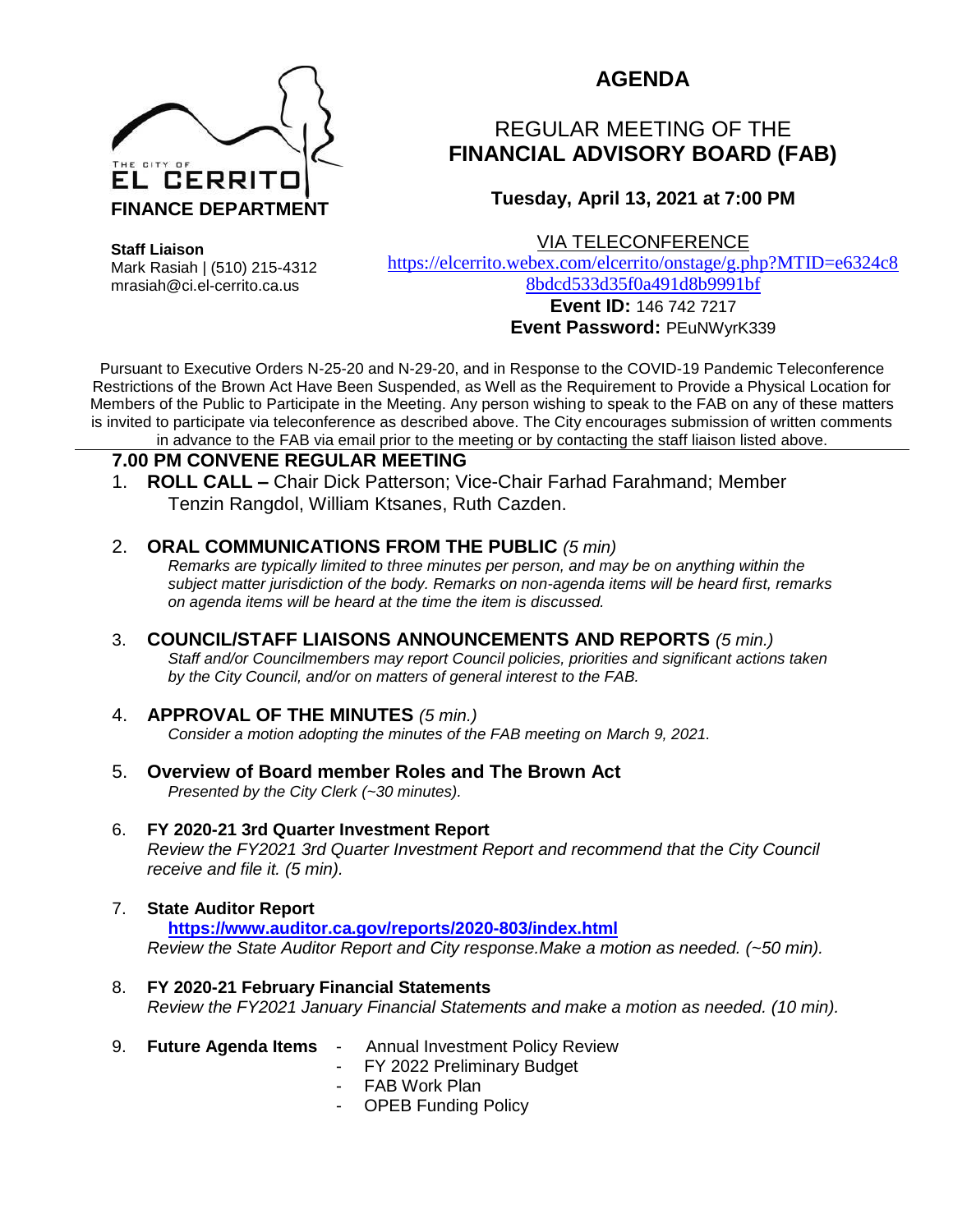THE CITY OF
EL CERRITO
**FINANCE DEPARTMENT**

**Staff Liaison**
Mark Rasiah | (510) 215-4312
mrasiah@ci.el-cerrito.ca.us

# AGENDA

## REGULAR MEETING OF THE **FINANCIAL ADVISORY BOARD (FAB)**

### Tuesday, April 13, 2021 at 7:00 PM

VIA TELECONFERENCE
https://elcerrito.webex.com/elcerrito/onstage/g.php?MTID=e6324c88bdcd533d35f0a491d8b9991bf
**Event ID:** 146 742 7217
**Event Password:** PEuNWyrK339

Pursuant to Executive Orders N-25-20 and N-29-20, and in Response to the COVID-19 Pandemic Teleconference Restrictions of the Brown Act Have Been Suspended, as Well as the Requirement to Provide a Physical Location for Members of the Public to Participate in the Meeting. Any person wishing to speak to the FAB on any of these matters is invited to participate via teleconference as described above. The City encourages submission of written comments in advance to the FAB via email prior to the meeting or by contacting the staff liaison listed above.

**7.00 PM CONVENE REGULAR MEETING**

1. **ROLL CALL –** Chair Dick Patterson; Vice-Chair Farhad Farahmand; Member Tenzin Rangdol, William Ktsanes, Ruth Cazden.

2. **ORAL COMMUNICATIONS FROM THE PUBLIC** *(5 min)*
   *Remarks are typically limited to three minutes per person, and may be on anything within the subject matter jurisdiction of the body. Remarks on non-agenda items will be heard first, remarks on agenda items will be heard at the time the item is discussed.*

3. **COUNCIL/STAFF LIAISONS ANNOUNCEMENTS AND REPORTS** *(5 min.)*
   *Staff and/or Councilmembers may report Council policies, priorities and significant actions taken by the City Council, and/or on matters of general interest to the FAB.*

4. **APPROVAL OF THE MINUTES** *(5 min.)*
   *Consider a motion adopting the minutes of the FAB meeting on March 9, 2021.*

5. **Overview of Board member Roles and The Brown Act**
   *Presented by the City Clerk (~30 minutes).*

6. **FY 2020-21 3rd Quarter Investment Report**
   *Review the FY2021 3rd Quarter Investment Report and recommend that the City Council receive and file it. (5 min).*

7. **State Auditor Report**
   **https://www.auditor.ca.gov/reports/2020-803/index.html**
   *Review the State Auditor Report and City response.Make a motion as needed. (~50 min).*

8. **FY 2020-21 February Financial Statements**
   *Review the FY2021 January Financial Statements and make a motion as needed. (10 min).*

9. **Future Agenda Items**
   - Annual Investment Policy Review
   - FY 2022 Preliminary Budget
   - FAB Work Plan
   - OPEB Funding Policy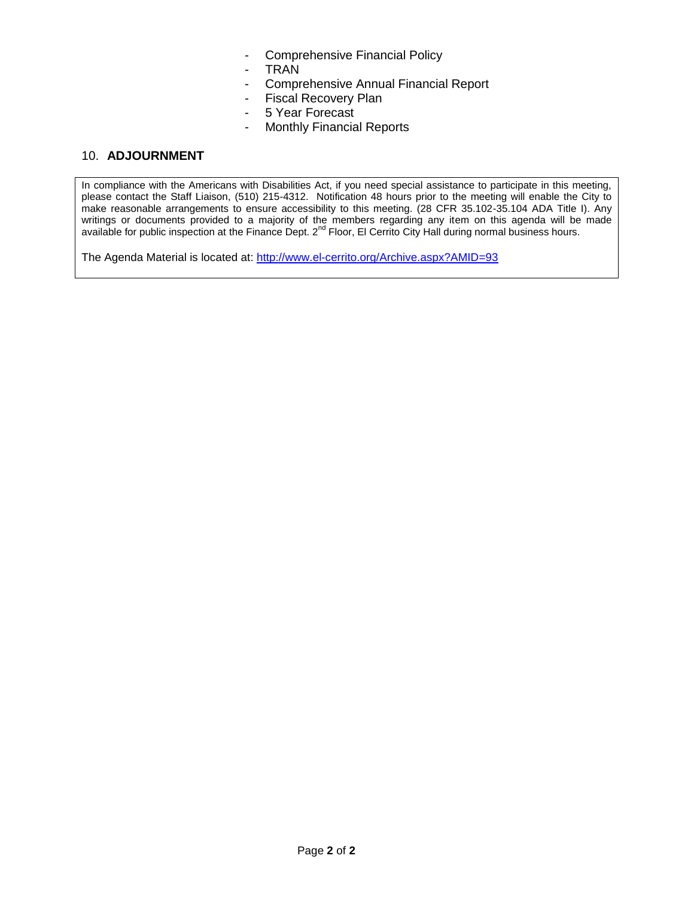- Comprehensive Financial Policy
- TRAN
- Comprehensive Annual Financial Report
- Fiscal Recovery Plan
- 5 Year Forecast
- Monthly Financial Reports

10. **ADJOURNMENT**

In compliance with the Americans with Disabilities Act, if you need special assistance to participate in this meeting, please contact the Staff Liaison, (510) 215-4312. Notification 48 hours prior to the meeting will enable the City to make reasonable arrangements to ensure accessibility to this meeting. (28 CFR 35.102-35.104 ADA Title I). Any writings or documents provided to a majority of the members regarding any item on this agenda will be made available for public inspection at the Finance Dept. 2nd Floor, El Cerrito City Hall during normal business hours.

The Agenda Material is located at: [http://www.el-cerrito.org/Archive.aspx?AMID=93](http://www.el-cerrito.org/Archive.aspx?AMID=93)